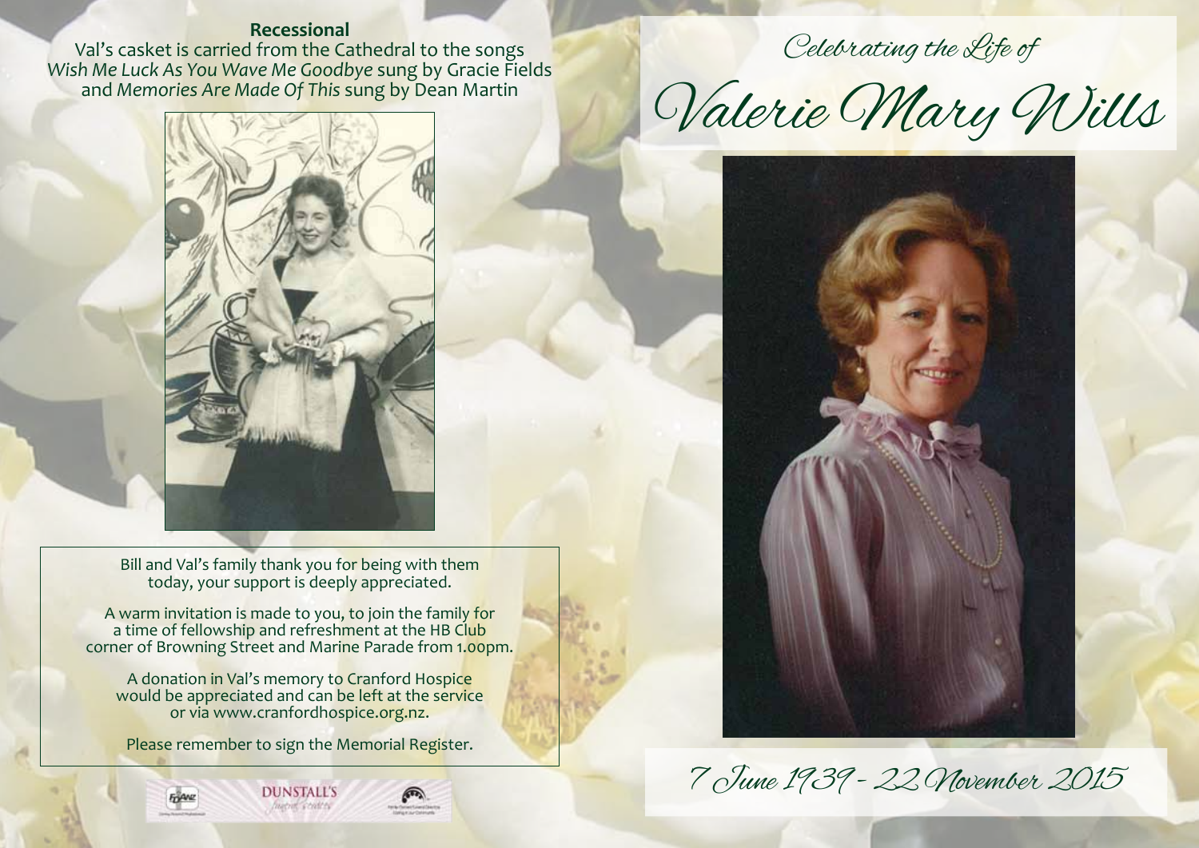## Recessional

Val's casket is carried from the Cathedral to the songs *Wish Me Luck As You Wave Me Goodbye* sung by Gracie Fields and *Memories Are Made Of This* sung by Dean Martin

Bill and Val's family thank you for being with them today, your support is deeply appreciated.

A warm invitation is made to you, to join the family for a time of fellowship and refreshment at the HB Club corner of Browning Street and Marine Parade from 1.00pm.

A donation in Val's memory to Cranford Hospice would be appreciated and can be left at the service or via www.cranfordhospice.org.nz.

Please remember to sign the Memorial Register.

DUNSTALL'S

Funeral Services

*Celebrating the Life of*

# Valerie Mary Wills

7 June 1939 - 22 November 2015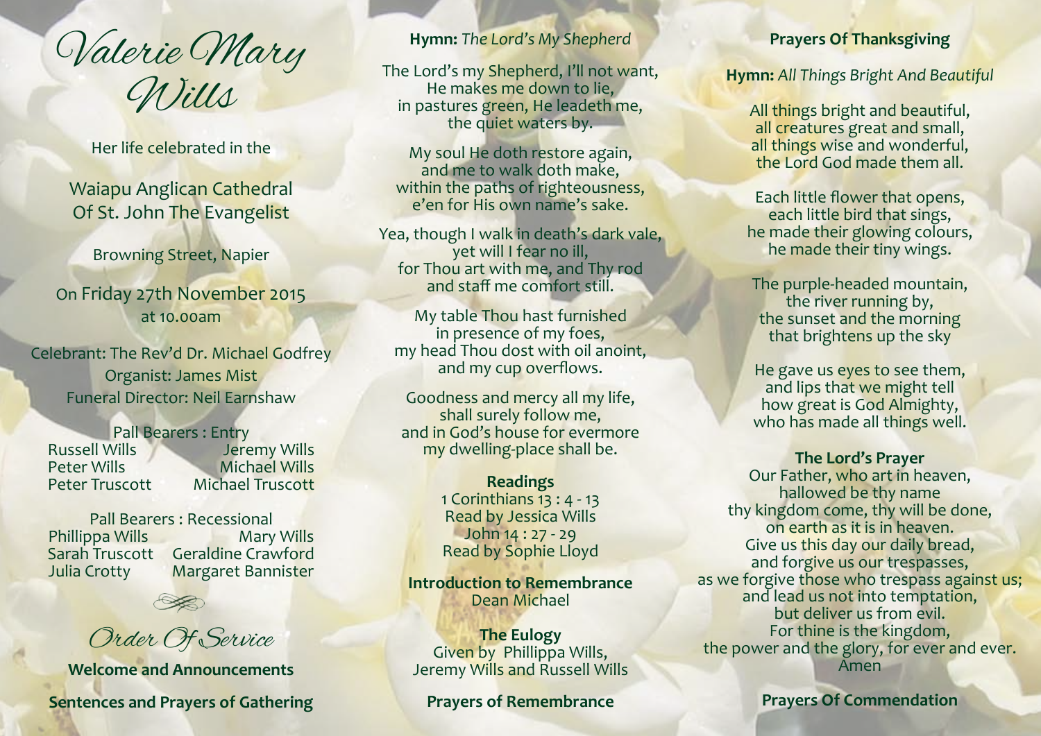# Valerie Mary Wills

Her life celebrated in the

Waiapu Anglican Cathedral
Of St. John The Evangelist

Browning Street, Napier

On Friday 27th November 2015
at 10.00am

Celebrant: The Rev'd Dr. Michael Godfrey
Organist: James Mist
Funeral Director: Neil Earnshaw

Pall Bearers : Entry

| | |
|---|---|
| Russell Wills | Jeremy Wills |
| Peter Wills | Michael Wills |
| Peter Truscott | Michael Truscott |

Pall Bearers : Recessional

| | |
|---|---|
| Phillippa Wills | Mary Wills |
| Sarah Truscott | Geraldine Crawford |
| Julia Crotty | Margaret Bannister |

## Order Of Service

**Welcome and Announcements**

**Sentences and Prayers of Gathering**

**Hymn:** *The Lord's My Shepherd*

The Lord's my Shepherd, I'll not want,
He makes me down to lie,
in pastures green, He leadeth me,
the quiet waters by.

My soul He doth restore again,
and me to walk doth make,
within the paths of righteousness,
e'en for His own name's sake.

Yea, though I walk in death's dark vale,
yet will I fear no ill,
for Thou art with me, and Thy rod
and staff me comfort still.

My table Thou hast furnished
in presence of my foes,
my head Thou dost with oil anoint,
and my cup overflows.

Goodness and mercy all my life,
shall surely follow me,
and in God's house for evermore
my dwelling-place shall be.

**Readings**
1 Corinthians 13 : 4 - 13
Read by Jessica Wills
John 14 : 27 - 29
Read by Sophie Lloyd

**Introduction to Remembrance**
Dean Michael

**The Eulogy**
Given by Phillippa Wills,
Jeremy Wills and Russell Wills

**Prayers of Remembrance**

**Prayers Of Thanksgiving**

**Hymn:** *All Things Bright And Beautiful*

All things bright and beautiful,
all creatures great and small,
all things wise and wonderful,
the Lord God made them all.

Each little flower that opens,
each little bird that sings,
he made their glowing colours,
he made their tiny wings.

The purple-headed mountain,
the river running by,
the sunset and the morning
that brightens up the sky

He gave us eyes to see them,
and lips that we might tell
how great is God Almighty,
who has made all things well.

**The Lord's Prayer**
Our Father, who art in heaven,
hallowed be thy name
thy kingdom come, thy will be done,
on earth as it is in heaven.
Give us this day our daily bread,
and forgive us our trespasses,
as we forgive those who trespass against us;
and lead us not into temptation,
but deliver us from evil.
For thine is the kingdom,
the power and the glory, for ever and ever.
Amen

**Prayers Of Commendation**